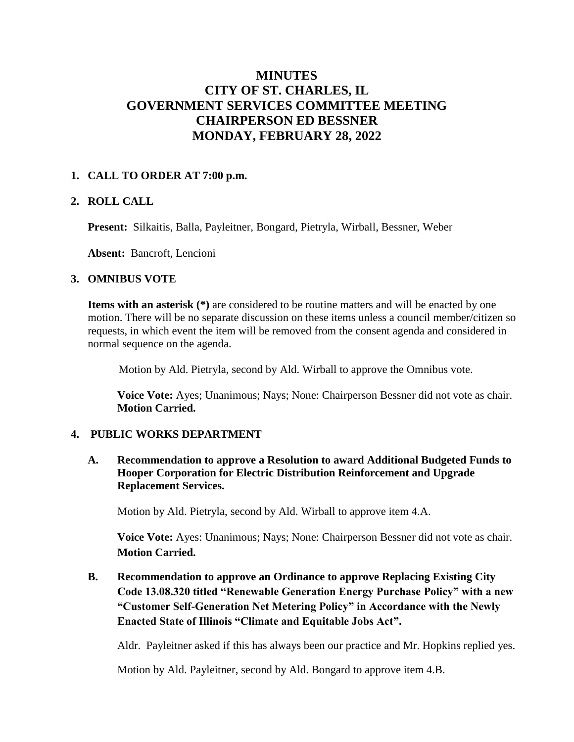# MINUTES
# CITY OF ST. CHARLES, IL
# GOVERNMENT SERVICES COMMITTEE MEETING
# CHAIRPERSON ED BESSNER
# MONDAY, FEBRUARY 28, 2022

## 1. CALL TO ORDER AT 7:00 p.m.

## 2. ROLL CALL

**Present:** Silkaitis, Balla, Payleitner, Bongard, Pietryla, Wirball, Bessner, Weber

**Absent:** Bancroft, Lencioni

## 3. OMNIBUS VOTE

**Items with an asterisk (*)** are considered to be routine matters and will be enacted by one motion. There will be no separate discussion on these items unless a council member/citizen so requests, in which event the item will be removed from the consent agenda and considered in normal sequence on the agenda.

Motion by Ald. Pietryla, second by Ald. Wirball to approve the Omnibus vote.

**Voice Vote:** Ayes; Unanimous; Nays; None: Chairperson Bessner did not vote as chair. **Motion Carried.**

## 4. PUBLIC WORKS DEPARTMENT

### A. Recommendation to approve a Resolution to award Additional Budgeted Funds to Hooper Corporation for Electric Distribution Reinforcement and Upgrade Replacement Services.

Motion by Ald. Pietryla, second by Ald. Wirball to approve item 4.A.

**Voice Vote:** Ayes: Unanimous; Nays; None: Chairperson Bessner did not vote as chair. **Motion Carried.**

### B. Recommendation to approve an Ordinance to approve Replacing Existing City Code 13.08.320 titled "Renewable Generation Energy Purchase Policy" with a new "Customer Self-Generation Net Metering Policy" in Accordance with the Newly Enacted State of Illinois "Climate and Equitable Jobs Act".

Aldr. Payleitner asked if this has always been our practice and Mr. Hopkins replied yes.

Motion by Ald. Payleitner, second by Ald. Bongard to approve item 4.B.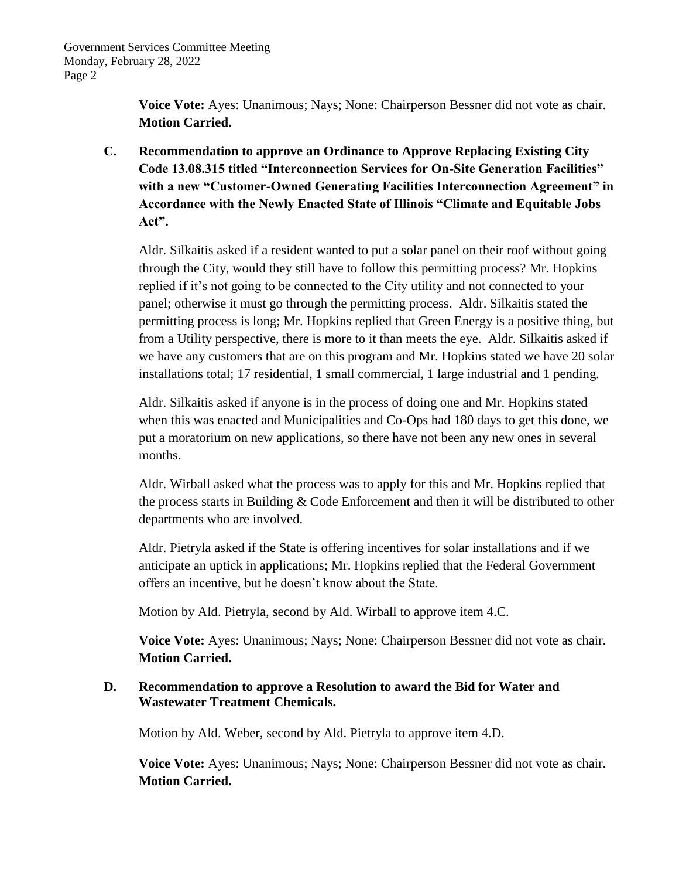**Voice Vote:** Ayes: Unanimous; Nays; None: Chairperson Bessner did not vote as chair. **Motion Carried.**

**C. Recommendation to approve an Ordinance to Approve Replacing Existing City Code 13.08.315 titled "Interconnection Services for On-Site Generation Facilities" with a new "Customer-Owned Generating Facilities Interconnection Agreement" in Accordance with the Newly Enacted State of Illinois "Climate and Equitable Jobs Act".**

Aldr. Silkaitis asked if a resident wanted to put a solar panel on their roof without going through the City, would they still have to follow this permitting process? Mr. Hopkins replied if it's not going to be connected to the City utility and not connected to your panel; otherwise it must go through the permitting process. Aldr. Silkaitis stated the permitting process is long; Mr. Hopkins replied that Green Energy is a positive thing, but from a Utility perspective, there is more to it than meets the eye. Aldr. Silkaitis asked if we have any customers that are on this program and Mr. Hopkins stated we have 20 solar installations total; 17 residential, 1 small commercial, 1 large industrial and 1 pending.

Aldr. Silkaitis asked if anyone is in the process of doing one and Mr. Hopkins stated when this was enacted and Municipalities and Co-Ops had 180 days to get this done, we put a moratorium on new applications, so there have not been any new ones in several months.

Aldr. Wirball asked what the process was to apply for this and Mr. Hopkins replied that the process starts in Building & Code Enforcement and then it will be distributed to other departments who are involved.

Aldr. Pietryla asked if the State is offering incentives for solar installations and if we anticipate an uptick in applications; Mr. Hopkins replied that the Federal Government offers an incentive, but he doesn't know about the State.

Motion by Ald. Pietryla, second by Ald. Wirball to approve item 4.C.

**Voice Vote:** Ayes: Unanimous; Nays; None: Chairperson Bessner did not vote as chair. **Motion Carried.**

**D. Recommendation to approve a Resolution to award the Bid for Water and Wastewater Treatment Chemicals.**

Motion by Ald. Weber, second by Ald. Pietryla to approve item 4.D.

**Voice Vote:** Ayes: Unanimous; Nays; None: Chairperson Bessner did not vote as chair. **Motion Carried.**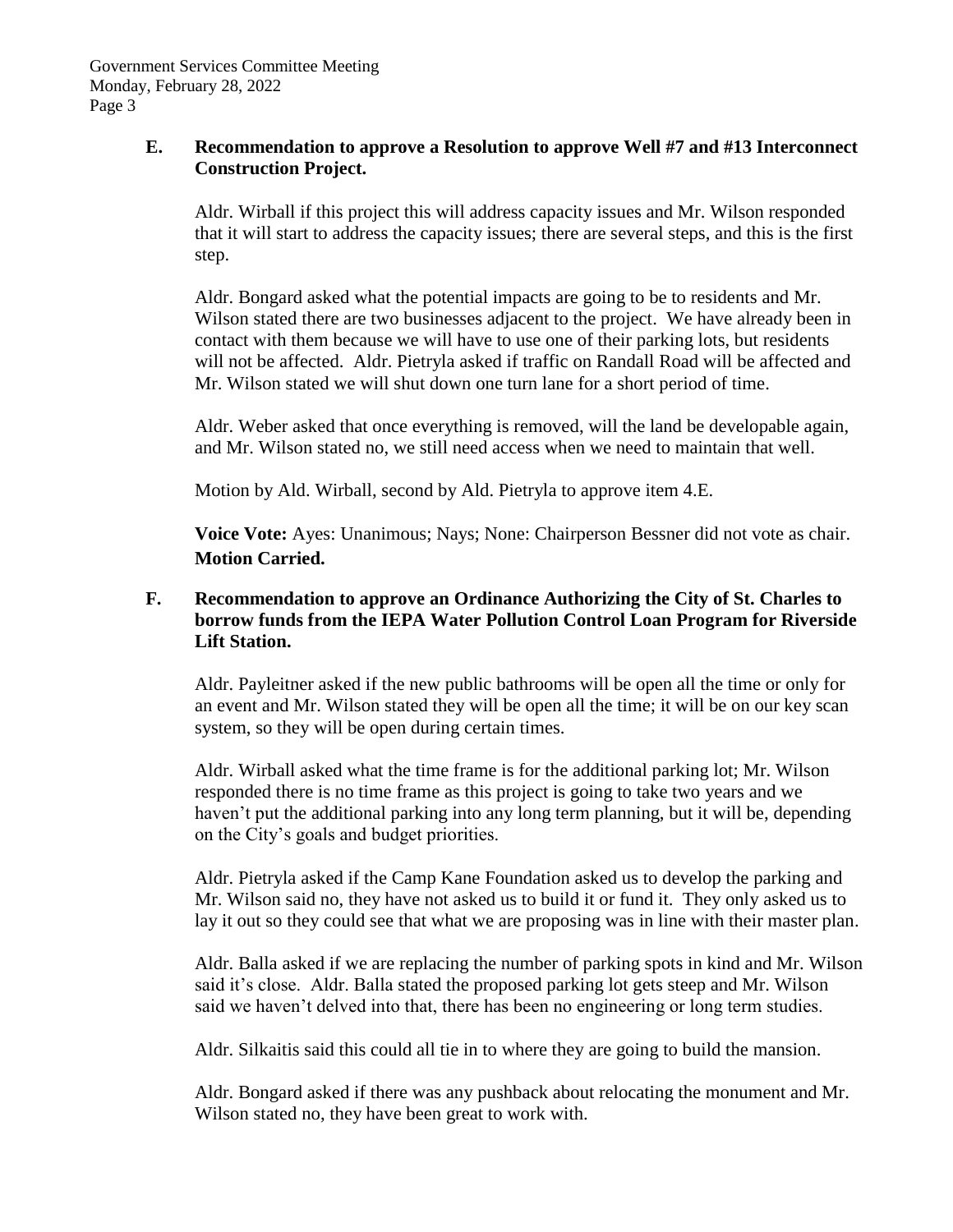**E. Recommendation to approve a Resolution to approve Well #7 and #13 Interconnect Construction Project.**

Aldr. Wirball if this project this will address capacity issues and Mr. Wilson responded that it will start to address the capacity issues; there are several steps, and this is the first step.

Aldr. Bongard asked what the potential impacts are going to be to residents and Mr. Wilson stated there are two businesses adjacent to the project. We have already been in contact with them because we will have to use one of their parking lots, but residents will not be affected. Aldr. Pietryla asked if traffic on Randall Road will be affected and Mr. Wilson stated we will shut down one turn lane for a short period of time.

Aldr. Weber asked that once everything is removed, will the land be developable again, and Mr. Wilson stated no, we still need access when we need to maintain that well.

Motion by Ald. Wirball, second by Ald. Pietryla to approve item 4.E.

**Voice Vote:** Ayes: Unanimous; Nays; None: Chairperson Bessner did not vote as chair. **Motion Carried.**

**F. Recommendation to approve an Ordinance Authorizing the City of St. Charles to borrow funds from the IEPA Water Pollution Control Loan Program for Riverside Lift Station.**

Aldr. Payleitner asked if the new public bathrooms will be open all the time or only for an event and Mr. Wilson stated they will be open all the time; it will be on our key scan system, so they will be open during certain times.

Aldr. Wirball asked what the time frame is for the additional parking lot; Mr. Wilson responded there is no time frame as this project is going to take two years and we haven't put the additional parking into any long term planning, but it will be, depending on the City's goals and budget priorities.

Aldr. Pietryla asked if the Camp Kane Foundation asked us to develop the parking and Mr. Wilson said no, they have not asked us to build it or fund it. They only asked us to lay it out so they could see that what we are proposing was in line with their master plan.

Aldr. Balla asked if we are replacing the number of parking spots in kind and Mr. Wilson said it's close. Aldr. Balla stated the proposed parking lot gets steep and Mr. Wilson said we haven't delved into that, there has been no engineering or long term studies.

Aldr. Silkaitis said this could all tie in to where they are going to build the mansion.

Aldr. Bongard asked if there was any pushback about relocating the monument and Mr. Wilson stated no, they have been great to work with.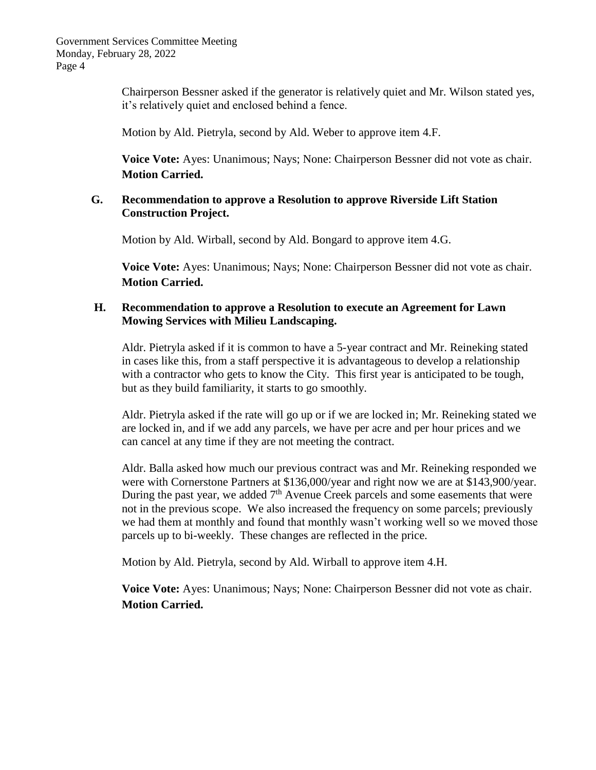Chairperson Bessner asked if the generator is relatively quiet and Mr. Wilson stated yes, it's relatively quiet and enclosed behind a fence.

Motion by Ald. Pietryla, second by Ald. Weber to approve item 4.F.

**Voice Vote:** Ayes: Unanimous; Nays; None: Chairperson Bessner did not vote as chair. **Motion Carried.**

**G. Recommendation to approve a Resolution to approve Riverside Lift Station Construction Project.**

Motion by Ald. Wirball, second by Ald. Bongard to approve item 4.G.

**Voice Vote:** Ayes: Unanimous; Nays; None: Chairperson Bessner did not vote as chair. **Motion Carried.**

**H. Recommendation to approve a Resolution to execute an Agreement for Lawn Mowing Services with Milieu Landscaping.**

Aldr. Pietryla asked if it is common to have a 5-year contract and Mr. Reineking stated in cases like this, from a staff perspective it is advantageous to develop a relationship with a contractor who gets to know the City. This first year is anticipated to be tough, but as they build familiarity, it starts to go smoothly.

Aldr. Pietryla asked if the rate will go up or if we are locked in; Mr. Reineking stated we are locked in, and if we add any parcels, we have per acre and per hour prices and we can cancel at any time if they are not meeting the contract.

Aldr. Balla asked how much our previous contract was and Mr. Reineking responded we were with Cornerstone Partners at $136,000/year and right now we are at $143,900/year. During the past year, we added 7th Avenue Creek parcels and some easements that were not in the previous scope. We also increased the frequency on some parcels; previously we had them at monthly and found that monthly wasn't working well so we moved those parcels up to bi-weekly. These changes are reflected in the price.

Motion by Ald. Pietryla, second by Ald. Wirball to approve item 4.H.

**Voice Vote:** Ayes: Unanimous; Nays; None: Chairperson Bessner did not vote as chair. **Motion Carried.**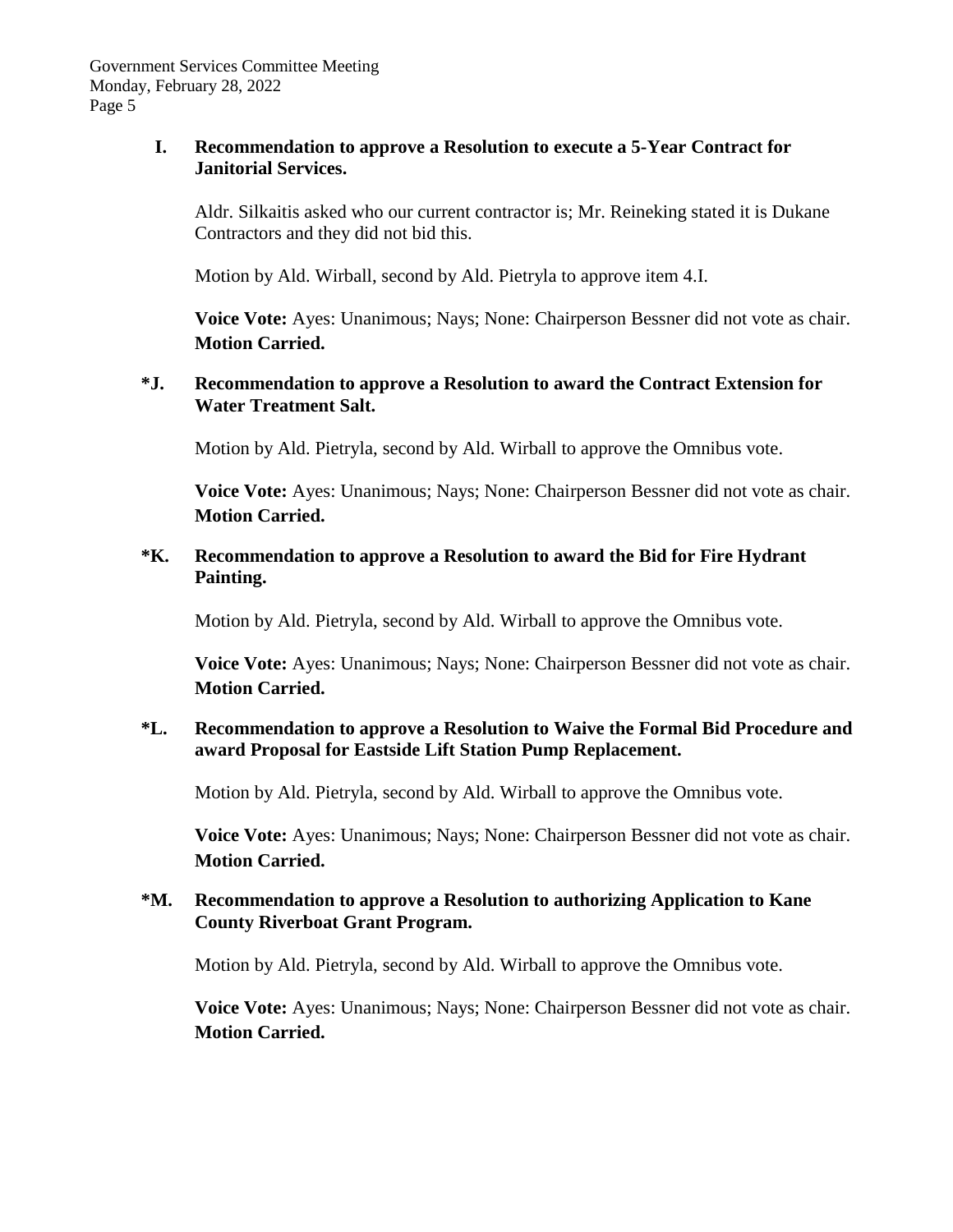**I. Recommendation to approve a Resolution to execute a 5-Year Contract for Janitorial Services.**

Aldr. Silkaitis asked who our current contractor is; Mr. Reineking stated it is Dukane Contractors and they did not bid this.

Motion by Ald. Wirball, second by Ald. Pietryla to approve item 4.I.

**Voice Vote:** Ayes: Unanimous; Nays; None: Chairperson Bessner did not vote as chair. **Motion Carried.**

***J. Recommendation to approve a Resolution to award the Contract Extension for Water Treatment Salt.**

Motion by Ald. Pietryla, second by Ald. Wirball to approve the Omnibus vote.

**Voice Vote:** Ayes: Unanimous; Nays; None: Chairperson Bessner did not vote as chair. **Motion Carried.**

***K. Recommendation to approve a Resolution to award the Bid for Fire Hydrant Painting.**

Motion by Ald. Pietryla, second by Ald. Wirball to approve the Omnibus vote.

**Voice Vote:** Ayes: Unanimous; Nays; None: Chairperson Bessner did not vote as chair. **Motion Carried.**

***L. Recommendation to approve a Resolution to Waive the Formal Bid Procedure and award Proposal for Eastside Lift Station Pump Replacement.**

Motion by Ald. Pietryla, second by Ald. Wirball to approve the Omnibus vote.

**Voice Vote:** Ayes: Unanimous; Nays; None: Chairperson Bessner did not vote as chair. **Motion Carried.**

***M. Recommendation to approve a Resolution to authorizing Application to Kane County Riverboat Grant Program.**

Motion by Ald. Pietryla, second by Ald. Wirball to approve the Omnibus vote.

**Voice Vote:** Ayes: Unanimous; Nays; None: Chairperson Bessner did not vote as chair. **Motion Carried.**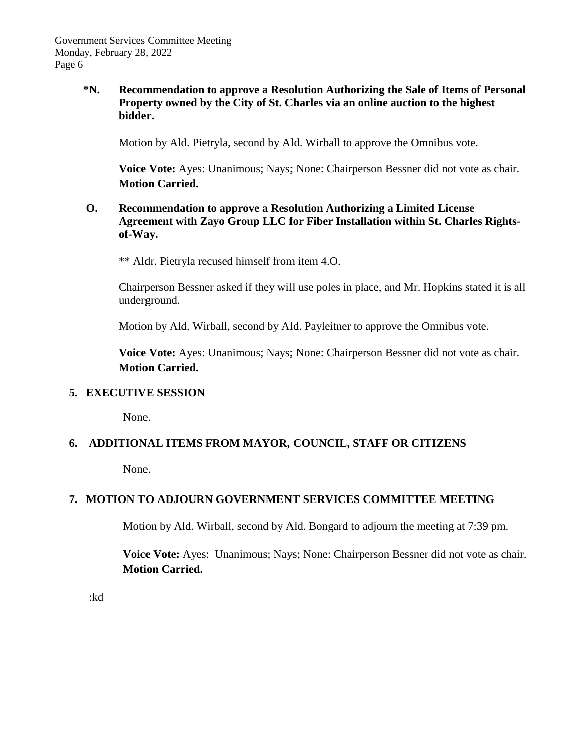**\*N. Recommendation to approve a Resolution Authorizing the Sale of Items of Personal Property owned by the City of St. Charles via an online auction to the highest bidder.**

Motion by Ald. Pietryla, second by Ald. Wirball to approve the Omnibus vote.

**Voice Vote:** Ayes: Unanimous; Nays; None: Chairperson Bessner did not vote as chair. **Motion Carried.**

**O. Recommendation to approve a Resolution Authorizing a Limited License Agreement with Zayo Group LLC for Fiber Installation within St. Charles Rights-of-Way.**

** Aldr. Pietryla recused himself from item 4.O.

Chairperson Bessner asked if they will use poles in place, and Mr. Hopkins stated it is all underground.

Motion by Ald. Wirball, second by Ald. Payleitner to approve the Omnibus vote.

**Voice Vote:** Ayes: Unanimous; Nays; None: Chairperson Bessner did not vote as chair. **Motion Carried.**

## 5. EXECUTIVE SESSION

None.

## 6. ADDITIONAL ITEMS FROM MAYOR, COUNCIL, STAFF OR CITIZENS

None.

## 7. MOTION TO ADJOURN GOVERNMENT SERVICES COMMITTEE MEETING

Motion by Ald. Wirball, second by Ald. Bongard to adjourn the meeting at 7:39 pm.

**Voice Vote:** Ayes: Unanimous; Nays; None: Chairperson Bessner did not vote as chair. **Motion Carried.**

:kd